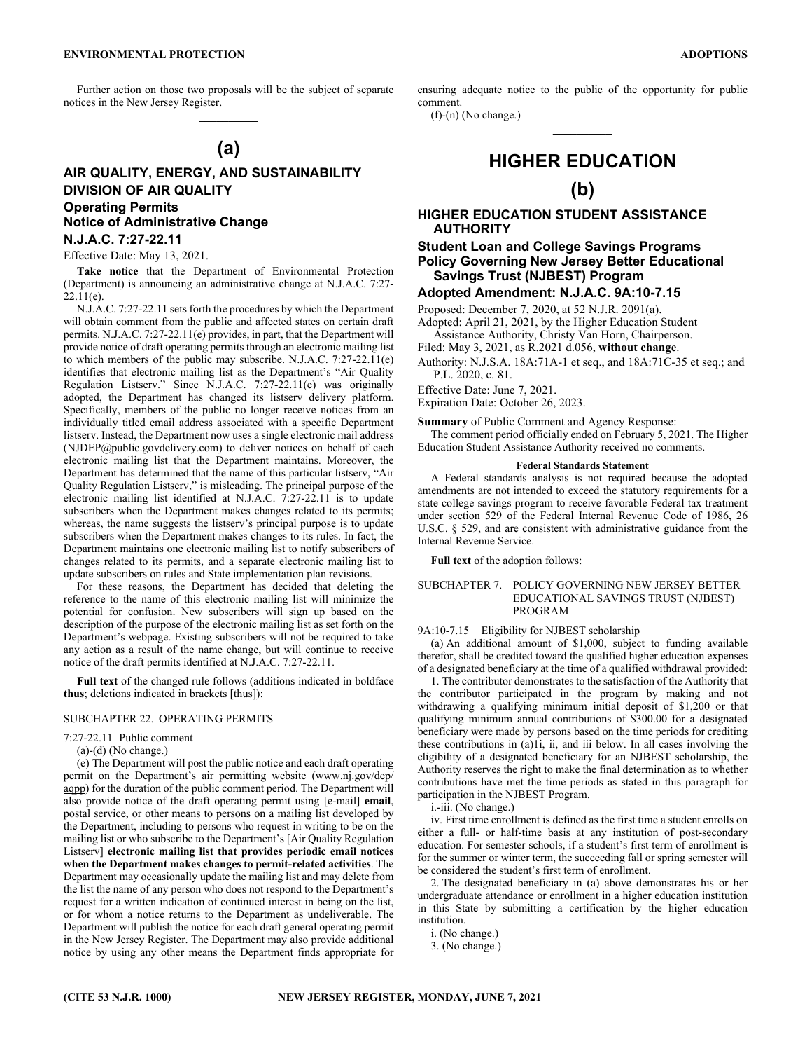Further action on those two proposals will be the subject of separate notices in the New Jersey Register.

## (a)

## AIR QUALITY, ENERGY, AND SUSTAINABILITY DIVISION OF AIR QUALITY

### Operating Permits

### Notice of Administrative Change

### N.J.A.C. 7:27-22.11

Effective Date: May 13, 2021.

**Take notice** that the Department of Environmental Protection (Department) is announcing an administrative change at N.J.A.C. 7:27-22.11(e).

N.J.A.C. 7:27-22.11 sets forth the procedures by which the Department will obtain comment from the public and affected states on certain draft permits. N.J.A.C. 7:27-22.11(e) provides, in part, that the Department will provide notice of draft operating permits through an electronic mailing list to which members of the public may subscribe. N.J.A.C. 7:27-22.11(e) identifies that electronic mailing list as the Department's "Air Quality Regulation Listserv." Since N.J.A.C. 7:27-22.11(e) was originally adopted, the Department has changed its listserv delivery platform. Specifically, members of the public no longer receive notices from an individually titled email address associated with a specific Department listserv. Instead, the Department now uses a single electronic mail address (NJDEP@public.govdelivery.com) to deliver notices on behalf of each electronic mailing list that the Department maintains. Moreover, the Department has determined that the name of this particular listserv, "Air Quality Regulation Listserv," is misleading. The principal purpose of the electronic mailing list identified at N.J.A.C. 7:27-22.11 is to update subscribers when the Department makes changes related to its permits; whereas, the name suggests the listserv's principal purpose is to update subscribers when the Department makes changes to its rules. In fact, the Department maintains one electronic mailing list to notify subscribers of changes related to its permits, and a separate electronic mailing list to update subscribers on rules and State implementation plan revisions.

For these reasons, the Department has decided that deleting the reference to the name of this electronic mailing list will minimize the potential for confusion. New subscribers will sign up based on the description of the purpose of the electronic mailing list as set forth on the Department's webpage. Existing subscribers will not be required to take any action as a result of the name change, but will continue to receive notice of the draft permits identified at N.J.A.C. 7:27-22.11.

**Full text** of the changed rule follows (additions indicated in boldface **thus**; deletions indicated in brackets [thus]):

SUBCHAPTER 22. OPERATING PERMITS

7:27-22.11 Public comment

(a)-(d) (No change.)

(e) The Department will post the public notice and each draft operating permit on the Department's air permitting website (www.nj.gov/dep/aqpp) for the duration of the public comment period. The Department will also provide notice of the draft operating permit using [e-mail] **email**, postal service, or other means to persons on a mailing list developed by the Department, including to persons who request in writing to be on the mailing list or who subscribe to the Department's [Air Quality Regulation Listserv] **electronic mailing list that provides periodic email notices when the Department makes changes to permit-related activities**. The Department may occasionally update the mailing list and may delete from the list the name of any person who does not respond to the Department's request for a written indication of continued interest in being on the list, or for whom a notice returns to the Department as undeliverable. The Department will publish the notice for each draft general operating permit in the New Jersey Register. The Department may also provide additional notice by using any other means the Department finds appropriate for ensuring adequate notice to the public of the opportunity for public comment.

(f)-(n) (No change.)

# HIGHER EDUCATION

## (b)

## HIGHER EDUCATION STUDENT ASSISTANCE AUTHORITY

### Student Loan and College Savings Programs

### Policy Governing New Jersey Better Educational Savings Trust (NJBEST) Program

### Adopted Amendment: N.J.A.C. 9A:10-7.15

Proposed: December 7, 2020, at 52 N.J.R. 2091(a).

Adopted: April 21, 2021, by the Higher Education Student Assistance Authority, Christy Van Horn, Chairperson.

Filed: May 3, 2021, as R.2021 d.056, **without change**.

Authority: N.J.S.A. 18A:71A-1 et seq., and 18A:71C-35 et seq.; and P.L. 2020, c. 81.

Effective Date: June 7, 2021.

Expiration Date: October 26, 2023.

**Summary** of Public Comment and Agency Response:

The comment period officially ended on February 5, 2021. The Higher Education Student Assistance Authority received no comments.

**Federal Standards Statement**

A Federal standards analysis is not required because the adopted amendments are not intended to exceed the statutory requirements for a state college savings program to receive favorable Federal tax treatment under section 529 of the Federal Internal Revenue Code of 1986, 26 U.S.C. § 529, and are consistent with administrative guidance from the Internal Revenue Service.

**Full text** of the adoption follows:

SUBCHAPTER 7. POLICY GOVERNING NEW JERSEY BETTER EDUCATIONAL SAVINGS TRUST (NJBEST) PROGRAM

9A:10-7.15 Eligibility for NJBEST scholarship

(a) An additional amount of $1,000, subject to funding available therefor, shall be credited toward the qualified higher education expenses of a designated beneficiary at the time of a qualified withdrawal provided:

1. The contributor demonstrates to the satisfaction of the Authority that the contributor participated in the program by making and not withdrawing a qualifying minimum initial deposit of $1,200 or that qualifying minimum annual contributions of $300.00 for a designated beneficiary were made by persons based on the time periods for crediting these contributions in (a)1i, ii, and iii below. In all cases involving the eligibility of a designated beneficiary for an NJBEST scholarship, the Authority reserves the right to make the final determination as to whether contributions have met the time periods as stated in this paragraph for participation in the NJBEST Program.

i.-iii. (No change.)

iv. First time enrollment is defined as the first time a student enrolls on either a full- or half-time basis at any institution of post-secondary education. For semester schools, if a student's first term of enrollment is for the summer or winter term, the succeeding fall or spring semester will be considered the student's first term of enrollment.

2. The designated beneficiary in (a) above demonstrates his or her undergraduate attendance or enrollment in a higher education institution in this State by submitting a certification by the higher education institution.

i. (No change.)

3. (No change.)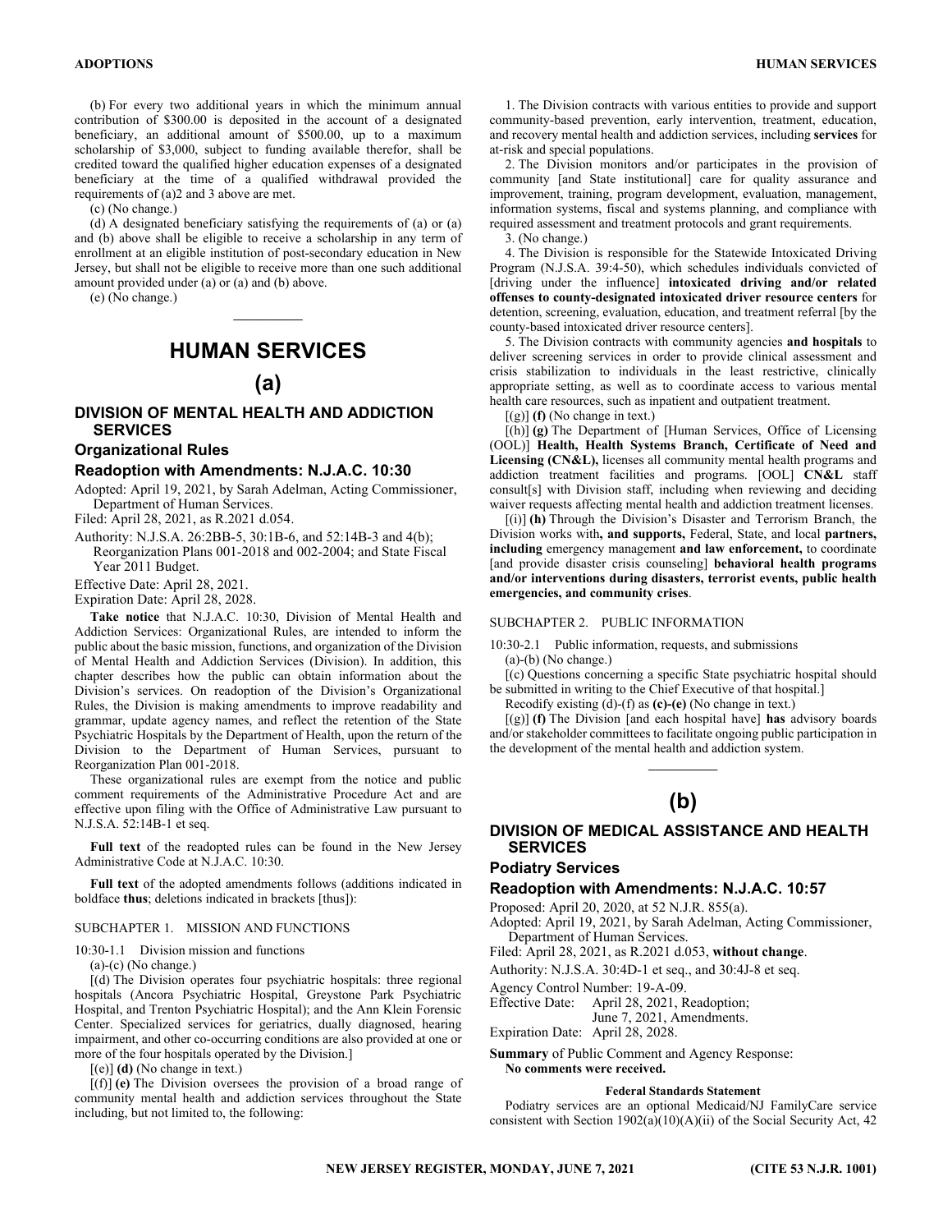(b) For every two additional years in which the minimum annual contribution of $300.00 is deposited in the account of a designated beneficiary, an additional amount of $500.00, up to a maximum scholarship of $3,000, subject to funding available therefor, shall be credited toward the qualified higher education expenses of a designated beneficiary at the time of a qualified withdrawal provided the requirements of (a)2 and 3 above are met.

(c) (No change.)

(d) A designated beneficiary satisfying the requirements of (a) or (a) and (b) above shall be eligible to receive a scholarship in any term of enrollment at an eligible institution of post-secondary education in New Jersey, but shall not be eligible to receive more than one such additional amount provided under (a) or (a) and (b) above.

(e) (No change.)

# HUMAN SERVICES

## (a)

### DIVISION OF MENTAL HEALTH AND ADDICTION SERVICES

### Organizational Rules

### Readoption with Amendments: N.J.A.C. 10:30

Adopted: April 19, 2021, by Sarah Adelman, Acting Commissioner, Department of Human Services.

Filed: April 28, 2021, as R.2021 d.054.

Authority: N.J.S.A. 26:2BB-5, 30:1B-6, and 52:14B-3 and 4(b); Reorganization Plans 001-2018 and 002-2004; and State Fiscal Year 2011 Budget.

Effective Date: April 28, 2021.

Expiration Date: April 28, 2028.

**Take notice** that N.J.A.C. 10:30, Division of Mental Health and Addiction Services: Organizational Rules, are intended to inform the public about the basic mission, functions, and organization of the Division of Mental Health and Addiction Services (Division). In addition, this chapter describes how the public can obtain information about the Division's services. On readoption of the Division's Organizational Rules, the Division is making amendments to improve readability and grammar, update agency names, and reflect the retention of the State Psychiatric Hospitals by the Department of Health, upon the return of the Division to the Department of Human Services, pursuant to Reorganization Plan 001-2018.

These organizational rules are exempt from the notice and public comment requirements of the Administrative Procedure Act and are effective upon filing with the Office of Administrative Law pursuant to N.J.S.A. 52:14B-1 et seq.

**Full text** of the readopted rules can be found in the New Jersey Administrative Code at N.J.A.C. 10:30.

**Full text** of the adopted amendments follows (additions indicated in boldface **thus**; deletions indicated in brackets [thus]):

SUBCHAPTER 1. MISSION AND FUNCTIONS

10:30-1.1 Division mission and functions

(a)-(c) (No change.)

[(d) The Division operates four psychiatric hospitals: three regional hospitals (Ancora Psychiatric Hospital, Greystone Park Psychiatric Hospital, and Trenton Psychiatric Hospital); and the Ann Klein Forensic Center. Specialized services for geriatrics, dually diagnosed, hearing impairment, and other co-occurring conditions are also provided at one or more of the four hospitals operated by the Division.]

[(e)] **(d)** (No change in text.)

[(f)] **(e)** The Division oversees the provision of a broad range of community mental health and addiction services throughout the State including, but not limited to, the following:

1. The Division contracts with various entities to provide and support community-based prevention, early intervention, treatment, education, and recovery mental health and addiction services, including **services** for at-risk and special populations.

2. The Division monitors and/or participates in the provision of community [and State institutional] care for quality assurance and improvement, training, program development, evaluation, management, information systems, fiscal and systems planning, and compliance with required assessment and treatment protocols and grant requirements.

3. (No change.)

4. The Division is responsible for the Statewide Intoxicated Driving Program (N.J.S.A. 39:4-50), which schedules individuals convicted of [driving under the influence] **intoxicated driving and/or related offenses to county-designated intoxicated driver resource centers** for detention, screening, evaluation, education, and treatment referral [by the county-based intoxicated driver resource centers].

5. The Division contracts with community agencies **and hospitals** to deliver screening services in order to provide clinical assessment and crisis stabilization to individuals in the least restrictive, clinically appropriate setting, as well as to coordinate access to various mental health care resources, such as inpatient and outpatient treatment.

[(g)] **(f)** (No change in text.)

[(h)] **(g)** The Department of [Human Services, Office of Licensing (OOL)] **Health, Health Systems Branch, Certificate of Need and Licensing (CN&L),** licenses all community mental health programs and addiction treatment facilities and programs. [OOL] **CN&L** staff consult[s] with Division staff, including when reviewing and deciding waiver requests affecting mental health and addiction treatment licenses.

[(i)] **(h)** Through the Division's Disaster and Terrorism Branch, the Division works with**, and supports,** Federal, State, and local **partners, including** emergency management **and law enforcement,** to coordinate [and provide disaster crisis counseling] **behavioral health programs and/or interventions during disasters, terrorist events, public health emergencies, and community crises**.

SUBCHAPTER 2. PUBLIC INFORMATION

10:30-2.1 Public information, requests, and submissions

(a)-(b) (No change.)

[(c) Questions concerning a specific State psychiatric hospital should be submitted in writing to the Chief Executive of that hospital.]

Recodify existing (d)-(f) as **(c)-(e)** (No change in text.)

[(g)] **(f)** The Division [and each hospital have] **has** advisory boards and/or stakeholder committees to facilitate ongoing public participation in the development of the mental health and addiction system.

## (b)

### DIVISION OF MEDICAL ASSISTANCE AND HEALTH SERVICES

### Podiatry Services

### Readoption with Amendments: N.J.A.C. 10:57

Proposed: April 20, 2020, at 52 N.J.R. 855(a).

Adopted: April 19, 2021, by Sarah Adelman, Acting Commissioner, Department of Human Services.

Filed: April 28, 2021, as R.2021 d.053, **without change**.

Authority: N.J.S.A. 30:4D-1 et seq., and 30:4J-8 et seq.

Agency Control Number: 19-A-09.

Effective Date: April 28, 2021, Readoption; June 7, 2021, Amendments.

Expiration Date: April 28, 2028.

**Summary** of Public Comment and Agency Response:

**No comments were received.**

**Federal Standards Statement**

Podiatry services are an optional Medicaid/NJ FamilyCare service consistent with Section 1902(a)(10)(A)(ii) of the Social Security Act, 42